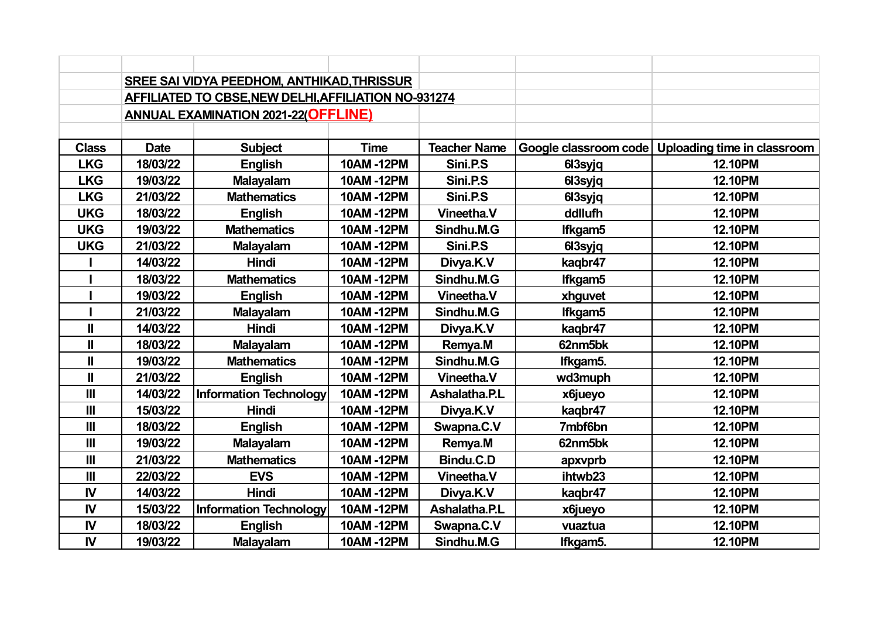**SREE SAI VIDYA PEEDHOM, ANTHIKAD,THRISSUR**

**AFFILIATED TO CBSE,NEW DELHI,AFFILIATION NO-931274**

**ANNUAL EXAMINATION 2021-22(OFFLINE)**

| Class | Date | Subject | Time | Teacher Name | Google classroom code | Uploading time in classroom |
|---|---|---|---|---|---|---|
| LKG | 18/03/22 | English | 10AM -12PM | Sini.P.S | 6l3syjq | 12.10PM |
| LKG | 19/03/22 | Malayalam | 10AM -12PM | Sini.P.S | 6l3syjq | 12.10PM |
| LKG | 21/03/22 | Mathematics | 10AM -12PM | Sini.P.S | 6l3syjq | 12.10PM |
| UKG | 18/03/22 | English | 10AM -12PM | Vineetha.V | ddllufh | 12.10PM |
| UKG | 19/03/22 | Mathematics | 10AM -12PM | Sindhu.M.G | lfkgam5 | 12.10PM |
| UKG | 21/03/22 | Malayalam | 10AM -12PM | Sini.P.S | 6l3syjq | 12.10PM |
| I | 14/03/22 | Hindi | 10AM -12PM | Divya.K.V | kaqbr47 | 12.10PM |
| I | 18/03/22 | Mathematics | 10AM -12PM | Sindhu.M.G | lfkgam5 | 12.10PM |
| I | 19/03/22 | English | 10AM -12PM | Vineetha.V | xhguvet | 12.10PM |
| I | 21/03/22 | Malayalam | 10AM -12PM | Sindhu.M.G | lfkgam5 | 12.10PM |
| II | 14/03/22 | Hindi | 10AM -12PM | Divya.K.V | kaqbr47 | 12.10PM |
| II | 18/03/22 | Malayalam | 10AM -12PM | Remya.M | 62nm5bk | 12.10PM |
| II | 19/03/22 | Mathematics | 10AM -12PM | Sindhu.M.G | lfkgam5. | 12.10PM |
| II | 21/03/22 | English | 10AM -12PM | Vineetha.V | wd3muph | 12.10PM |
| III | 14/03/22 | Information Technology | 10AM -12PM | Ashalatha.P.L | x6jueyo | 12.10PM |
| III | 15/03/22 | Hindi | 10AM -12PM | Divya.K.V | kaqbr47 | 12.10PM |
| III | 18/03/22 | English | 10AM -12PM | Swapna.C.V | 7mbf6bn | 12.10PM |
| III | 19/03/22 | Malayalam | 10AM -12PM | Remya.M | 62nm5bk | 12.10PM |
| III | 21/03/22 | Mathematics | 10AM -12PM | Bindu.C.D | apxvprb | 12.10PM |
| III | 22/03/22 | EVS | 10AM -12PM | Vineetha.V | ihtwb23 | 12.10PM |
| IV | 14/03/22 | Hindi | 10AM -12PM | Divya.K.V | kaqbr47 | 12.10PM |
| IV | 15/03/22 | Information Technology | 10AM -12PM | Ashalatha.P.L | x6jueyo | 12.10PM |
| IV | 18/03/22 | English | 10AM -12PM | Swapna.C.V | vuaztua | 12.10PM |
| IV | 19/03/22 | Malayalam | 10AM -12PM | Sindhu.M.G | lfkgam5. | 12.10PM |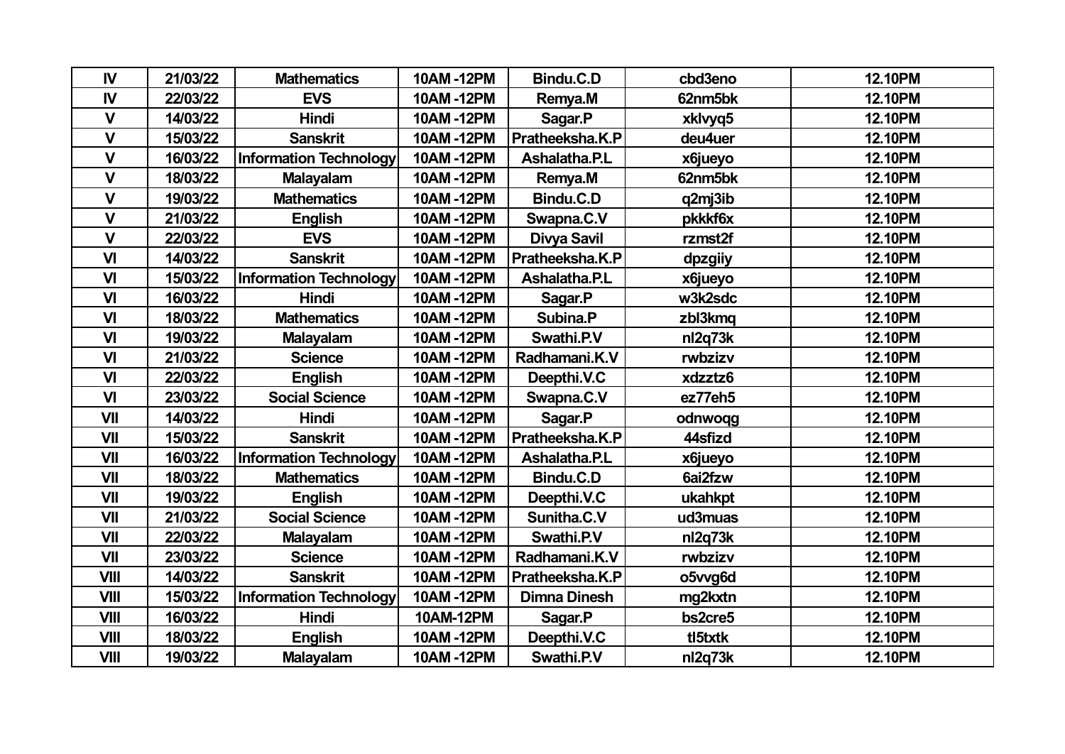| IV | 21/03/22 | Mathematics | 10AM -12PM | Bindu.C.D | cbd3eno | 12.10PM |
|---|---|---|---|---|---|---|
| IV | 22/03/22 | EVS | 10AM -12PM | Remya.M | 62nm5bk | 12.10PM |
| V | 14/03/22 | Hindi | 10AM -12PM | Sagar.P | xklvyq5 | 12.10PM |
| V | 15/03/22 | Sanskrit | 10AM -12PM | Pratheeksha.K.P | deu4uer | 12.10PM |
| V | 16/03/22 | Information Technology | 10AM -12PM | Ashalatha.P.L | x6jueyo | 12.10PM |
| V | 18/03/22 | Malayalam | 10AM -12PM | Remya.M | 62nm5bk | 12.10PM |
| V | 19/03/22 | Mathematics | 10AM -12PM | Bindu.C.D | q2mj3ib | 12.10PM |
| V | 21/03/22 | English | 10AM -12PM | Swapna.C.V | pkkkf6x | 12.10PM |
| V | 22/03/22 | EVS | 10AM -12PM | Divya Savil | rzmst2f | 12.10PM |
| VI | 14/03/22 | Sanskrit | 10AM -12PM | Pratheeksha.K.P | dpzgiiy | 12.10PM |
| VI | 15/03/22 | Information Technology | 10AM -12PM | Ashalatha.P.L | x6jueyo | 12.10PM |
| VI | 16/03/22 | Hindi | 10AM -12PM | Sagar.P | w3k2sdc | 12.10PM |
| VI | 18/03/22 | Mathematics | 10AM -12PM | Subina.P | zbl3kmq | 12.10PM |
| VI | 19/03/22 | Malayalam | 10AM -12PM | Swathi.P.V | nl2q73k | 12.10PM |
| VI | 21/03/22 | Science | 10AM -12PM | Radhamani.K.V | rwbzizv | 12.10PM |
| VI | 22/03/22 | English | 10AM -12PM | Deepthi.V.C | xdzztz6 | 12.10PM |
| VI | 23/03/22 | Social Science | 10AM -12PM | Swapna.C.V | ez77eh5 | 12.10PM |
| VII | 14/03/22 | Hindi | 10AM -12PM | Sagar.P | odnwoqg | 12.10PM |
| VII | 15/03/22 | Sanskrit | 10AM -12PM | Pratheeksha.K.P | 44sfizd | 12.10PM |
| VII | 16/03/22 | Information Technology | 10AM -12PM | Ashalatha.P.L | x6jueyo | 12.10PM |
| VII | 18/03/22 | Mathematics | 10AM -12PM | Bindu.C.D | 6ai2fzw | 12.10PM |
| VII | 19/03/22 | English | 10AM -12PM | Deepthi.V.C | ukahkpt | 12.10PM |
| VII | 21/03/22 | Social Science | 10AM -12PM | Sunitha.C.V | ud3muas | 12.10PM |
| VII | 22/03/22 | Malayalam | 10AM -12PM | Swathi.P.V | nl2q73k | 12.10PM |
| VII | 23/03/22 | Science | 10AM -12PM | Radhamani.K.V | rwbzizv | 12.10PM |
| VIII | 14/03/22 | Sanskrit | 10AM -12PM | Pratheeksha.K.P | o5vvg6d | 12.10PM |
| VIII | 15/03/22 | Information Technology | 10AM -12PM | Dimna Dinesh | mg2kxtn | 12.10PM |
| VIII | 16/03/22 | Hindi | 10AM-12PM | Sagar.P | bs2cre5 | 12.10PM |
| VIII | 18/03/22 | English | 10AM -12PM | Deepthi.V.C | tl5txtk | 12.10PM |
| VIII | 19/03/22 | Malayalam | 10AM -12PM | Swathi.P.V | nl2q73k | 12.10PM |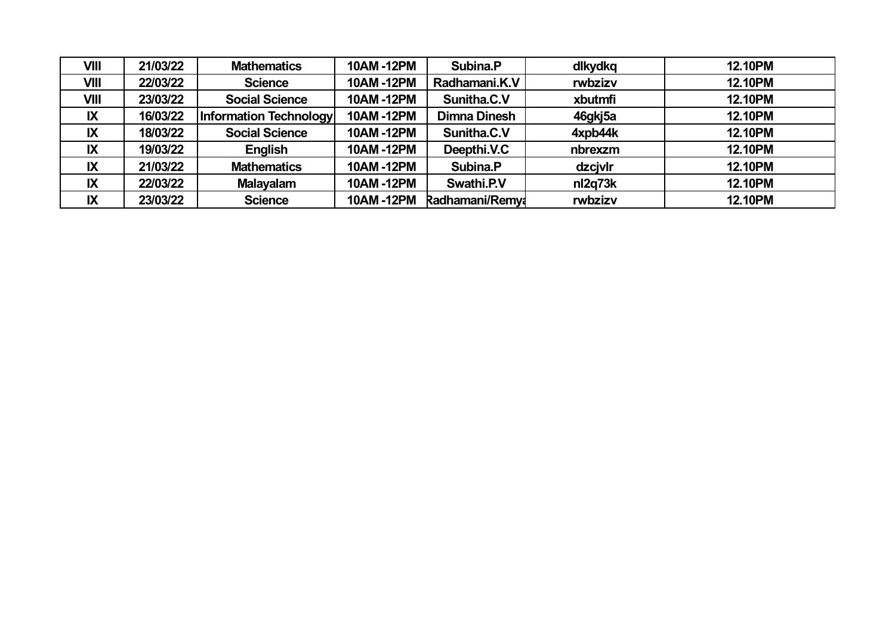| | | | | | | |
|---|---|---|---|---|---|---|
| **VIII** | **21/03/22** | **Mathematics** | **10AM -12PM** | **Subina.P** | **dlkydkq** | **12.10PM** |
| **VIII** | **22/03/22** | **Science** | **10AM -12PM** | **Radhamani.K.V** | **rwbzizv** | **12.10PM** |
| **VIII** | **23/03/22** | **Social Science** | **10AM -12PM** | **Sunitha.C.V** | **xbutmfi** | **12.10PM** |
| **IX** | **16/03/22** | **Information Technology** | **10AM -12PM** | **Dimna Dinesh** | **46gkj5a** | **12.10PM** |
| **IX** | **18/03/22** | **Social Science** | **10AM -12PM** | **Sunitha.C.V** | **4xpb44k** | **12.10PM** |
| **IX** | **19/03/22** | **English** | **10AM -12PM** | **Deepthi.V.C** | **nbrexzm** | **12.10PM** |
| **IX** | **21/03/22** | **Mathematics** | **10AM -12PM** | **Subina.P** | **dzcjvlr** | **12.10PM** |
| **IX** | **22/03/22** | **Malayalam** | **10AM -12PM** | **Swathi.P.V** | **nl2q73k** | **12.10PM** |
| **IX** | **23/03/22** | **Science** | **10AM -12PM** | **Radhamani/Remya** | **rwbzizv** | **12.10PM** |